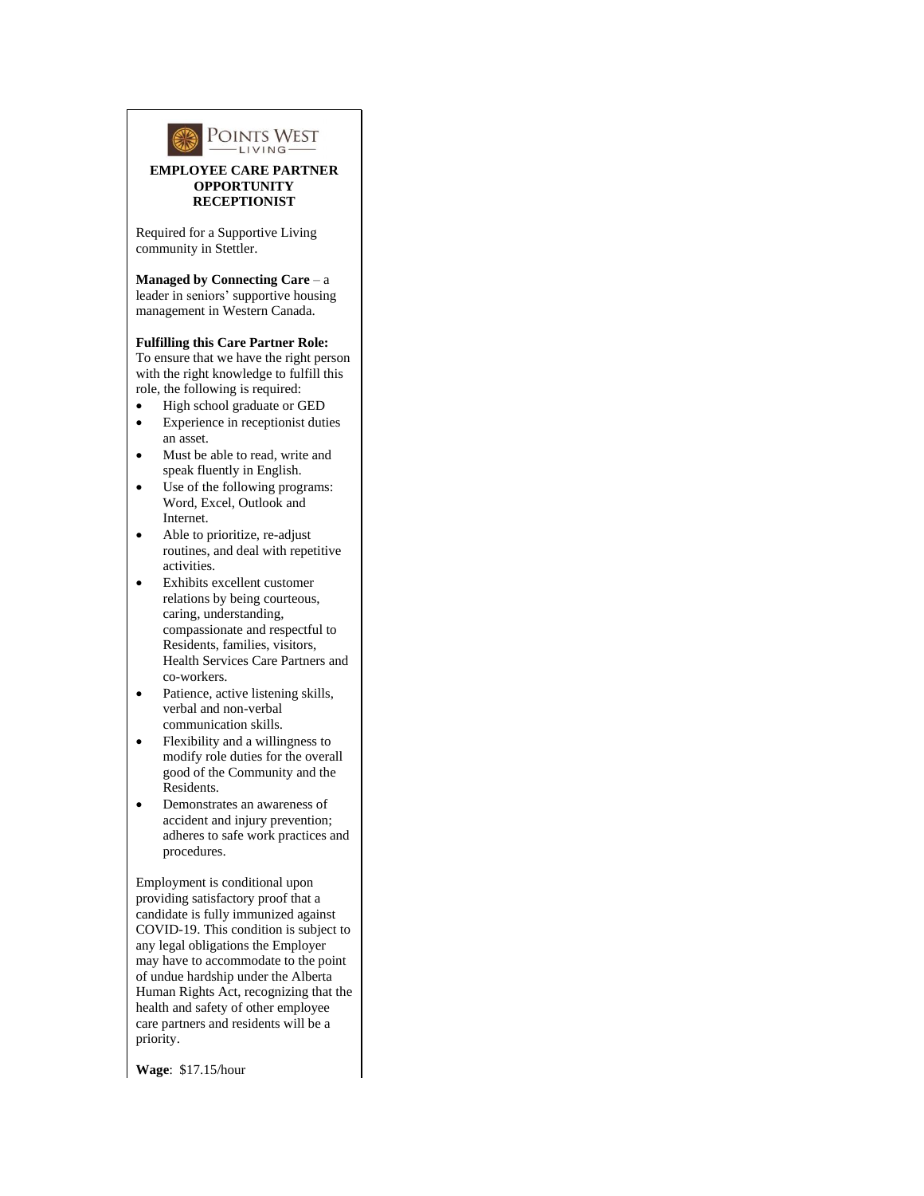POINTS WEST LIVING

**EMPLOYEE CARE PARTNER OPPORTUNITY RECEPTIONIST**

Required for a Supportive Living community in Stettler.

**Managed by Connecting Care** – a leader in seniors' supportive housing management in Western Canada.

**Fulfilling this Care Partner Role:**
To ensure that we have the right person with the right knowledge to fulfill this role, the following is required:

- High school graduate or GED
- Experience in receptionist duties an asset.
- Must be able to read, write and speak fluently in English.
- Use of the following programs: Word, Excel, Outlook and Internet.
- Able to prioritize, re-adjust routines, and deal with repetitive activities.
- Exhibits excellent customer relations by being courteous, caring, understanding, compassionate and respectful to Residents, families, visitors, Health Services Care Partners and co-workers.
- Patience, active listening skills, verbal and non-verbal communication skills.
- Flexibility and a willingness to modify role duties for the overall good of the Community and the Residents.
- Demonstrates an awareness of accident and injury prevention; adheres to safe work practices and procedures.

Employment is conditional upon providing satisfactory proof that a candidate is fully immunized against COVID-19. This condition is subject to any legal obligations the Employer may have to accommodate to the point of undue hardship under the Alberta Human Rights Act, recognizing that the health and safety of other employee care partners and residents will be a priority.

**Wage**: $17.15/hour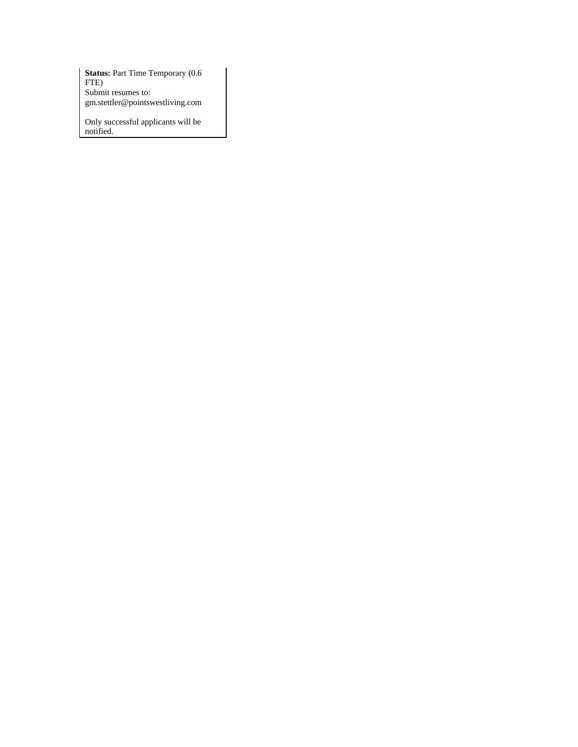**Status:** Part Time Temporary (0.6 FTE)
Submit resumes to:
gm.stettler@pointswestliving.com

Only successful applicants will be notified.